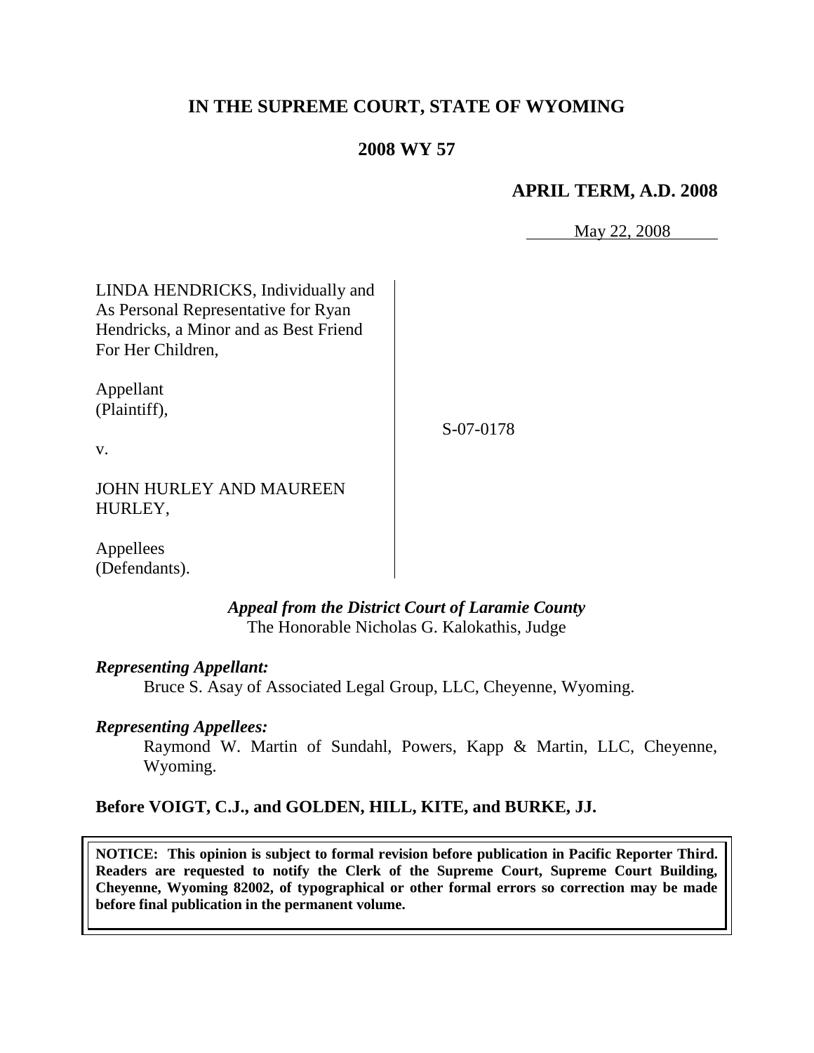# IN THE SUPREME COURT, STATE OF WYOMING

## 2008 WY 57

### APRIL TERM, A.D. 2008

May 22, 2008

| | |
|---|---|
| LINDA HENDRICKS, Individually and As Personal Representative for Ryan Hendricks, a Minor and as Best Friend For Her Children,<br><br>Appellant (Plaintiff),<br><br>v.<br><br>JOHN HURLEY AND MAUREEN HURLEY,<br><br>Appellees (Defendants). | S-07-0178 |

***Appeal from the District Court of Laramie County***
The Honorable Nicholas G. Kalokathis, Judge

***Representing Appellant:***

Bruce S. Asay of Associated Legal Group, LLC, Cheyenne, Wyoming.

***Representing Appellees:***

Raymond W. Martin of Sundahl, Powers, Kapp & Martin, LLC, Cheyenne, Wyoming.

**Before VOIGT, C.J., and GOLDEN, HILL, KITE, and BURKE, JJ.**

**NOTICE: This opinion is subject to formal revision before publication in Pacific Reporter Third. Readers are requested to notify the Clerk of the Supreme Court, Supreme Court Building, Cheyenne, Wyoming 82002, of typographical or other formal errors so correction may be made before final publication in the permanent volume.**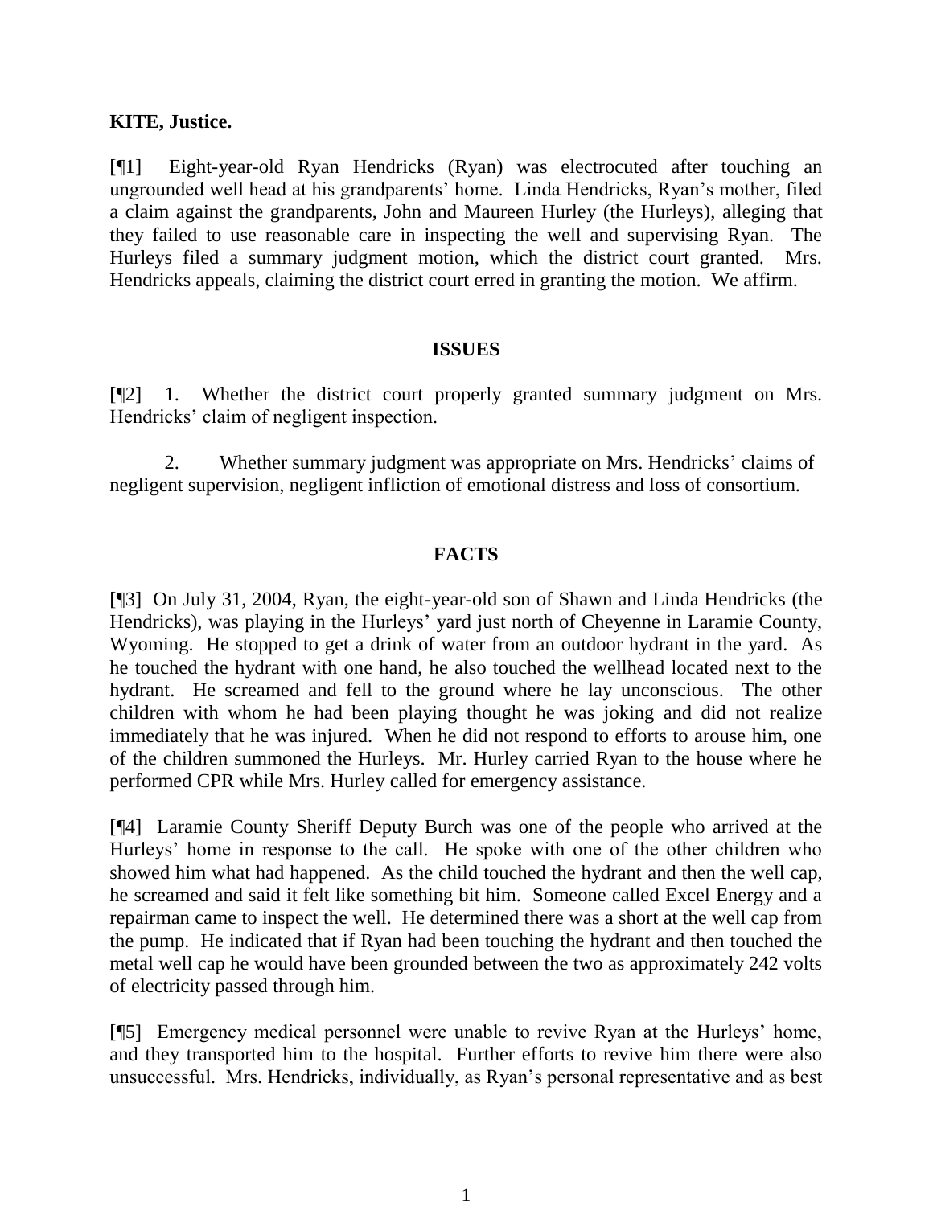**KITE, Justice.**

[¶1] Eight-year-old Ryan Hendricks (Ryan) was electrocuted after touching an ungrounded well head at his grandparents' home. Linda Hendricks, Ryan's mother, filed a claim against the grandparents, John and Maureen Hurley (the Hurleys), alleging that they failed to use reasonable care in inspecting the well and supervising Ryan. The Hurleys filed a summary judgment motion, which the district court granted. Mrs. Hendricks appeals, claiming the district court erred in granting the motion. We affirm.

## ISSUES

[¶2] 1. Whether the district court properly granted summary judgment on Mrs. Hendricks' claim of negligent inspection.

2. Whether summary judgment was appropriate on Mrs. Hendricks' claims of negligent supervision, negligent infliction of emotional distress and loss of consortium.

## FACTS

[¶3] On July 31, 2004, Ryan, the eight-year-old son of Shawn and Linda Hendricks (the Hendricks), was playing in the Hurleys' yard just north of Cheyenne in Laramie County, Wyoming. He stopped to get a drink of water from an outdoor hydrant in the yard. As he touched the hydrant with one hand, he also touched the wellhead located next to the hydrant. He screamed and fell to the ground where he lay unconscious. The other children with whom he had been playing thought he was joking and did not realize immediately that he was injured. When he did not respond to efforts to arouse him, one of the children summoned the Hurleys. Mr. Hurley carried Ryan to the house where he performed CPR while Mrs. Hurley called for emergency assistance.

[¶4] Laramie County Sheriff Deputy Burch was one of the people who arrived at the Hurleys' home in response to the call. He spoke with one of the other children who showed him what had happened. As the child touched the hydrant and then the well cap, he screamed and said it felt like something bit him. Someone called Excel Energy and a repairman came to inspect the well. He determined there was a short at the well cap from the pump. He indicated that if Ryan had been touching the hydrant and then touched the metal well cap he would have been grounded between the two as approximately 242 volts of electricity passed through him.

[¶5] Emergency medical personnel were unable to revive Ryan at the Hurleys' home, and they transported him to the hospital. Further efforts to revive him there were also unsuccessful. Mrs. Hendricks, individually, as Ryan's personal representative and as best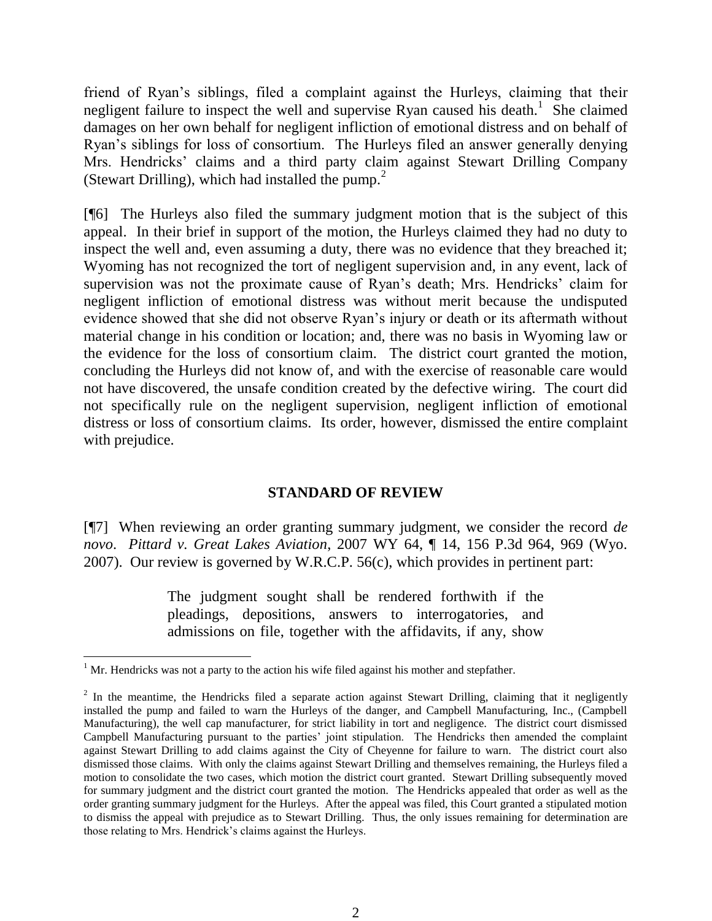friend of Ryan's siblings, filed a complaint against the Hurleys, claiming that their negligent failure to inspect the well and supervise Ryan caused his death.[1] She claimed damages on her own behalf for negligent infliction of emotional distress and on behalf of Ryan's siblings for loss of consortium. The Hurleys filed an answer generally denying Mrs. Hendricks' claims and a third party claim against Stewart Drilling Company (Stewart Drilling), which had installed the pump.[2]

[¶6] The Hurleys also filed the summary judgment motion that is the subject of this appeal. In their brief in support of the motion, the Hurleys claimed they had no duty to inspect the well and, even assuming a duty, there was no evidence that they breached it; Wyoming has not recognized the tort of negligent supervision and, in any event, lack of supervision was not the proximate cause of Ryan's death; Mrs. Hendricks' claim for negligent infliction of emotional distress was without merit because the undisputed evidence showed that she did not observe Ryan's injury or death or its aftermath without material change in his condition or location; and, there was no basis in Wyoming law or the evidence for the loss of consortium claim. The district court granted the motion, concluding the Hurleys did not know of, and with the exercise of reasonable care would not have discovered, the unsafe condition created by the defective wiring. The court did not specifically rule on the negligent supervision, negligent infliction of emotional distress or loss of consortium claims. Its order, however, dismissed the entire complaint with prejudice.

## STANDARD OF REVIEW

[¶7] When reviewing an order granting summary judgment, we consider the record *de novo*. *Pittard v. Great Lakes Aviation*, 2007 WY 64, ¶ 14, 156 P.3d 964, 969 (Wyo. 2007). Our review is governed by W.R.C.P. 56(c), which provides in pertinent part:

> The judgment sought shall be rendered forthwith if the pleadings, depositions, answers to interrogatories, and admissions on file, together with the affidavits, if any, show

---

[1] Mr. Hendricks was not a party to the action his wife filed against his mother and stepfather.

[2] In the meantime, the Hendricks filed a separate action against Stewart Drilling, claiming that it negligently installed the pump and failed to warn the Hurleys of the danger, and Campbell Manufacturing, Inc., (Campbell Manufacturing), the well cap manufacturer, for strict liability in tort and negligence. The district court dismissed Campbell Manufacturing pursuant to the parties' joint stipulation. The Hendricks then amended the complaint against Stewart Drilling to add claims against the City of Cheyenne for failure to warn. The district court also dismissed those claims. With only the claims against Stewart Drilling and themselves remaining, the Hurleys filed a motion to consolidate the two cases, which motion the district court granted. Stewart Drilling subsequently moved for summary judgment and the district court granted the motion. The Hendricks appealed that order as well as the order granting summary judgment for the Hurleys. After the appeal was filed, this Court granted a stipulated motion to dismiss the appeal with prejudice as to Stewart Drilling. Thus, the only issues remaining for determination are those relating to Mrs. Hendrick's claims against the Hurleys.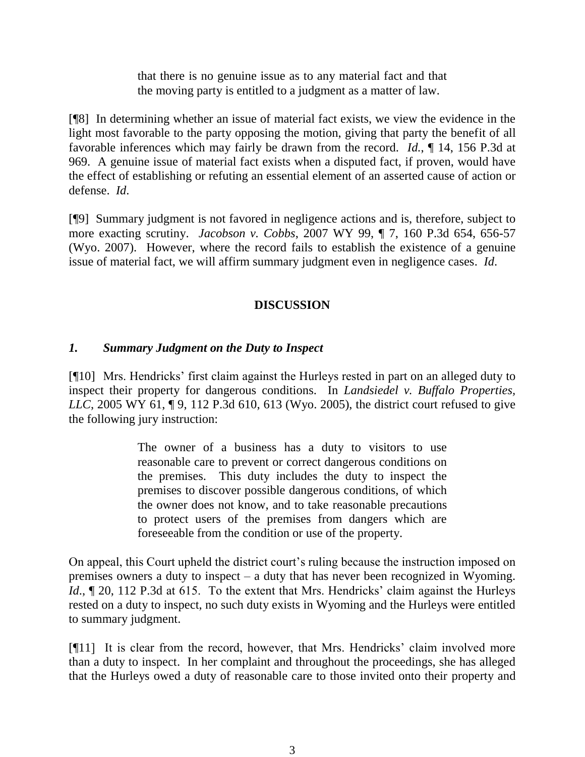> that there is no genuine issue as to any material fact and that the moving party is entitled to a judgment as a matter of law.

[¶8] In determining whether an issue of material fact exists, we view the evidence in the light most favorable to the party opposing the motion, giving that party the benefit of all favorable inferences which may fairly be drawn from the record. *Id.*, ¶ 14, 156 P.3d at 969. A genuine issue of material fact exists when a disputed fact, if proven, would have the effect of establishing or refuting an essential element of an asserted cause of action or defense. *Id.*

[¶9] Summary judgment is not favored in negligence actions and is, therefore, subject to more exacting scrutiny. *Jacobson v. Cobbs*, 2007 WY 99, ¶ 7, 160 P.3d 654, 656-57 (Wyo. 2007). However, where the record fails to establish the existence of a genuine issue of material fact, we will affirm summary judgment even in negligence cases. *Id.*

## DISCUSSION

### *1. Summary Judgment on the Duty to Inspect*

[¶10] Mrs. Hendricks' first claim against the Hurleys rested in part on an alleged duty to inspect their property for dangerous conditions. In *Landsiedel v. Buffalo Properties, LLC*, 2005 WY 61, ¶ 9, 112 P.3d 610, 613 (Wyo. 2005), the district court refused to give the following jury instruction:

> The owner of a business has a duty to visitors to use reasonable care to prevent or correct dangerous conditions on the premises. This duty includes the duty to inspect the premises to discover possible dangerous conditions, of which the owner does not know, and to take reasonable precautions to protect users of the premises from dangers which are foreseeable from the condition or use of the property.

On appeal, this Court upheld the district court's ruling because the instruction imposed on premises owners a duty to inspect – a duty that has never been recognized in Wyoming. *Id.*, ¶ 20, 112 P.3d at 615. To the extent that Mrs. Hendricks' claim against the Hurleys rested on a duty to inspect, no such duty exists in Wyoming and the Hurleys were entitled to summary judgment.

[¶11] It is clear from the record, however, that Mrs. Hendricks' claim involved more than a duty to inspect. In her complaint and throughout the proceedings, she has alleged that the Hurleys owed a duty of reasonable care to those invited onto their property and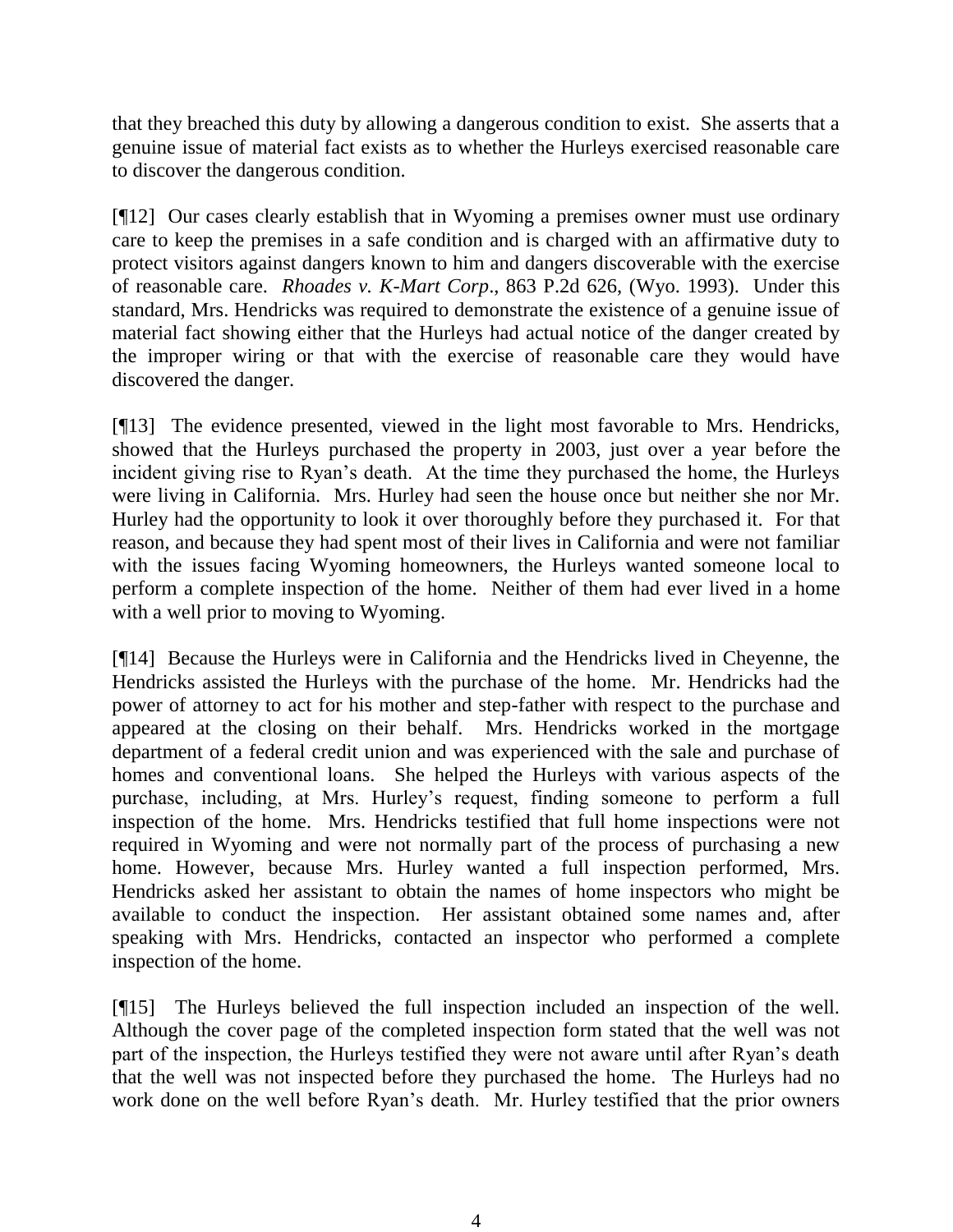that they breached this duty by allowing a dangerous condition to exist. She asserts that a genuine issue of material fact exists as to whether the Hurleys exercised reasonable care to discover the dangerous condition.

[¶12] Our cases clearly establish that in Wyoming a premises owner must use ordinary care to keep the premises in a safe condition and is charged with an affirmative duty to protect visitors against dangers known to him and dangers discoverable with the exercise of reasonable care. *Rhoades v. K-Mart Corp*., 863 P.2d 626, (Wyo. 1993). Under this standard, Mrs. Hendricks was required to demonstrate the existence of a genuine issue of material fact showing either that the Hurleys had actual notice of the danger created by the improper wiring or that with the exercise of reasonable care they would have discovered the danger.

[¶13] The evidence presented, viewed in the light most favorable to Mrs. Hendricks, showed that the Hurleys purchased the property in 2003, just over a year before the incident giving rise to Ryan's death. At the time they purchased the home, the Hurleys were living in California. Mrs. Hurley had seen the house once but neither she nor Mr. Hurley had the opportunity to look it over thoroughly before they purchased it. For that reason, and because they had spent most of their lives in California and were not familiar with the issues facing Wyoming homeowners, the Hurleys wanted someone local to perform a complete inspection of the home. Neither of them had ever lived in a home with a well prior to moving to Wyoming.

[¶14] Because the Hurleys were in California and the Hendricks lived in Cheyenne, the Hendricks assisted the Hurleys with the purchase of the home. Mr. Hendricks had the power of attorney to act for his mother and step-father with respect to the purchase and appeared at the closing on their behalf. Mrs. Hendricks worked in the mortgage department of a federal credit union and was experienced with the sale and purchase of homes and conventional loans. She helped the Hurleys with various aspects of the purchase, including, at Mrs. Hurley's request, finding someone to perform a full inspection of the home. Mrs. Hendricks testified that full home inspections were not required in Wyoming and were not normally part of the process of purchasing a new home. However, because Mrs. Hurley wanted a full inspection performed, Mrs. Hendricks asked her assistant to obtain the names of home inspectors who might be available to conduct the inspection. Her assistant obtained some names and, after speaking with Mrs. Hendricks, contacted an inspector who performed a complete inspection of the home.

[¶15] The Hurleys believed the full inspection included an inspection of the well. Although the cover page of the completed inspection form stated that the well was not part of the inspection, the Hurleys testified they were not aware until after Ryan's death that the well was not inspected before they purchased the home. The Hurleys had no work done on the well before Ryan's death. Mr. Hurley testified that the prior owners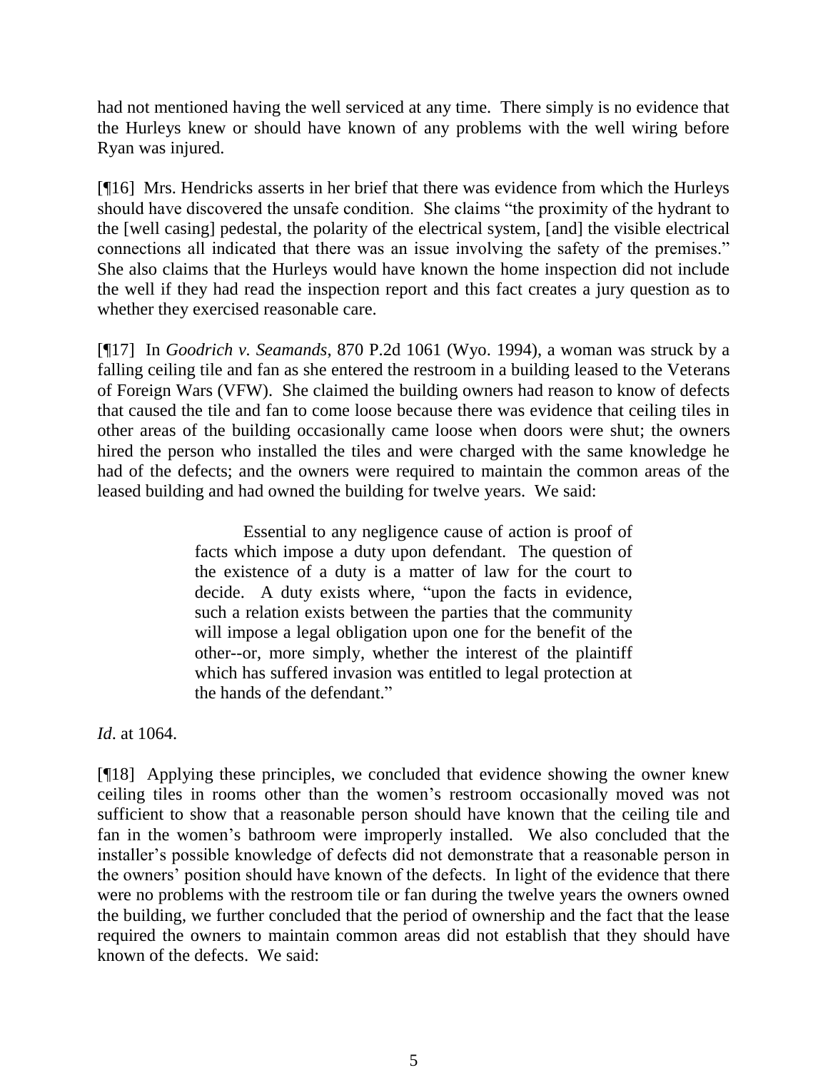had not mentioned having the well serviced at any time. There simply is no evidence that the Hurleys knew or should have known of any problems with the well wiring before Ryan was injured.

[¶16] Mrs. Hendricks asserts in her brief that there was evidence from which the Hurleys should have discovered the unsafe condition. She claims "the proximity of the hydrant to the [well casing] pedestal, the polarity of the electrical system, [and] the visible electrical connections all indicated that there was an issue involving the safety of the premises." She also claims that the Hurleys would have known the home inspection did not include the well if they had read the inspection report and this fact creates a jury question as to whether they exercised reasonable care.

[¶17] In *Goodrich v. Seamands*, 870 P.2d 1061 (Wyo. 1994), a woman was struck by a falling ceiling tile and fan as she entered the restroom in a building leased to the Veterans of Foreign Wars (VFW). She claimed the building owners had reason to know of defects that caused the tile and fan to come loose because there was evidence that ceiling tiles in other areas of the building occasionally came loose when doors were shut; the owners hired the person who installed the tiles and were charged with the same knowledge he had of the defects; and the owners were required to maintain the common areas of the leased building and had owned the building for twelve years. We said:

> Essential to any negligence cause of action is proof of facts which impose a duty upon defendant. The question of the existence of a duty is a matter of law for the court to decide. A duty exists where, "upon the facts in evidence, such a relation exists between the parties that the community will impose a legal obligation upon one for the benefit of the other--or, more simply, whether the interest of the plaintiff which has suffered invasion was entitled to legal protection at the hands of the defendant."

*Id*. at 1064.

[¶18] Applying these principles, we concluded that evidence showing the owner knew ceiling tiles in rooms other than the women's restroom occasionally moved was not sufficient to show that a reasonable person should have known that the ceiling tile and fan in the women's bathroom were improperly installed. We also concluded that the installer's possible knowledge of defects did not demonstrate that a reasonable person in the owners' position should have known of the defects. In light of the evidence that there were no problems with the restroom tile or fan during the twelve years the owners owned the building, we further concluded that the period of ownership and the fact that the lease required the owners to maintain common areas did not establish that they should have known of the defects. We said: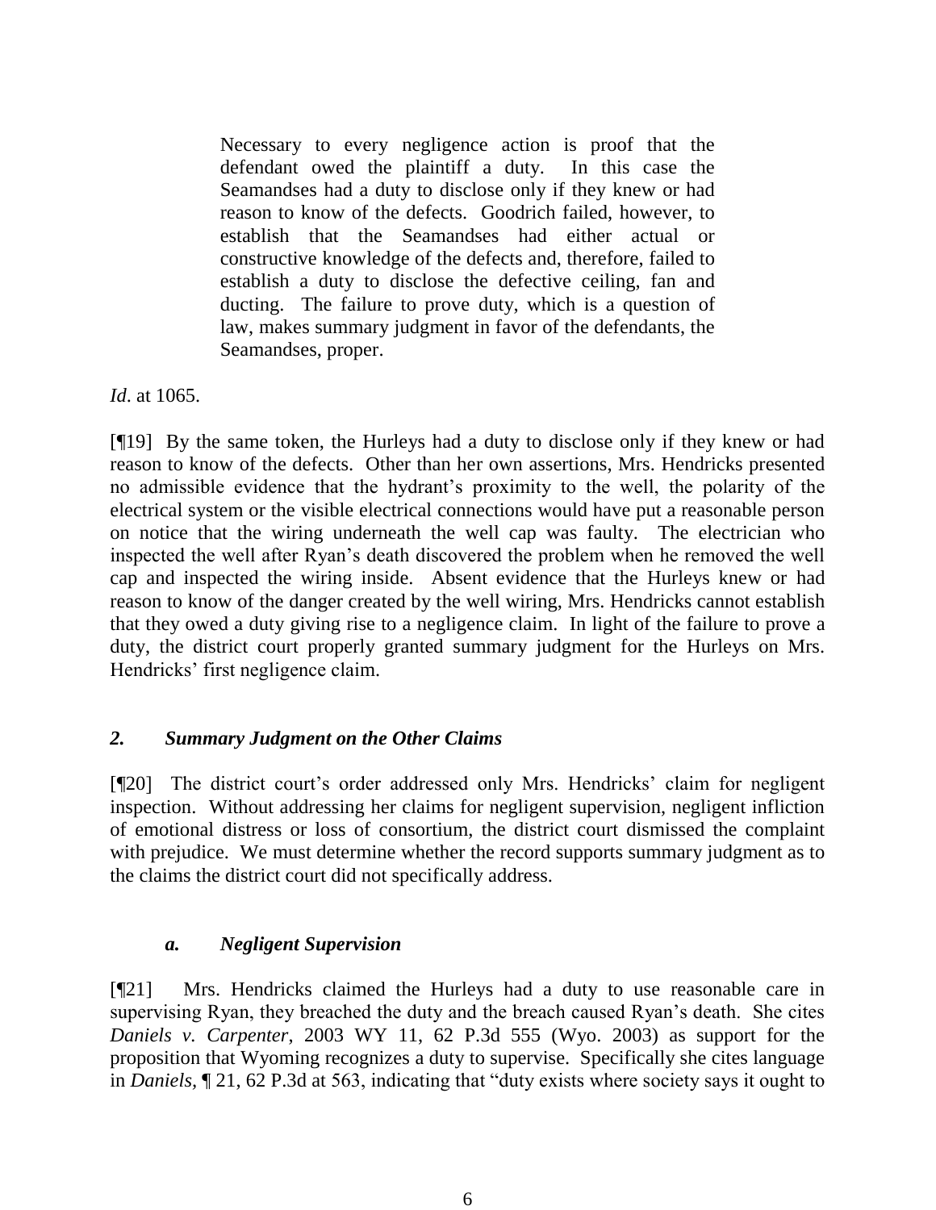> Necessary to every negligence action is proof that the defendant owed the plaintiff a duty. In this case the Seamandses had a duty to disclose only if they knew or had reason to know of the defects. Goodrich failed, however, to establish that the Seamandses had either actual or constructive knowledge of the defects and, therefore, failed to establish a duty to disclose the defective ceiling, fan and ducting. The failure to prove duty, which is a question of law, makes summary judgment in favor of the defendants, the Seamandses, proper.

*Id*. at 1065.

[¶19] By the same token, the Hurleys had a duty to disclose only if they knew or had reason to know of the defects. Other than her own assertions, Mrs. Hendricks presented no admissible evidence that the hydrant's proximity to the well, the polarity of the electrical system or the visible electrical connections would have put a reasonable person on notice that the wiring underneath the well cap was faulty. The electrician who inspected the well after Ryan's death discovered the problem when he removed the well cap and inspected the wiring inside. Absent evidence that the Hurleys knew or had reason to know of the danger created by the well wiring, Mrs. Hendricks cannot establish that they owed a duty giving rise to a negligence claim. In light of the failure to prove a duty, the district court properly granted summary judgment for the Hurleys on Mrs. Hendricks' first negligence claim.

### *2. Summary Judgment on the Other Claims*

[¶20] The district court's order addressed only Mrs. Hendricks' claim for negligent inspection. Without addressing her claims for negligent supervision, negligent infliction of emotional distress or loss of consortium, the district court dismissed the complaint with prejudice. We must determine whether the record supports summary judgment as to the claims the district court did not specifically address.

#### *a. Negligent Supervision*

[¶21] Mrs. Hendricks claimed the Hurleys had a duty to use reasonable care in supervising Ryan, they breached the duty and the breach caused Ryan's death. She cites *Daniels v. Carpenter*, 2003 WY 11, 62 P.3d 555 (Wyo. 2003) as support for the proposition that Wyoming recognizes a duty to supervise. Specifically she cites language in *Daniels*, ¶ 21, 62 P.3d at 563, indicating that "duty exists where society says it ought to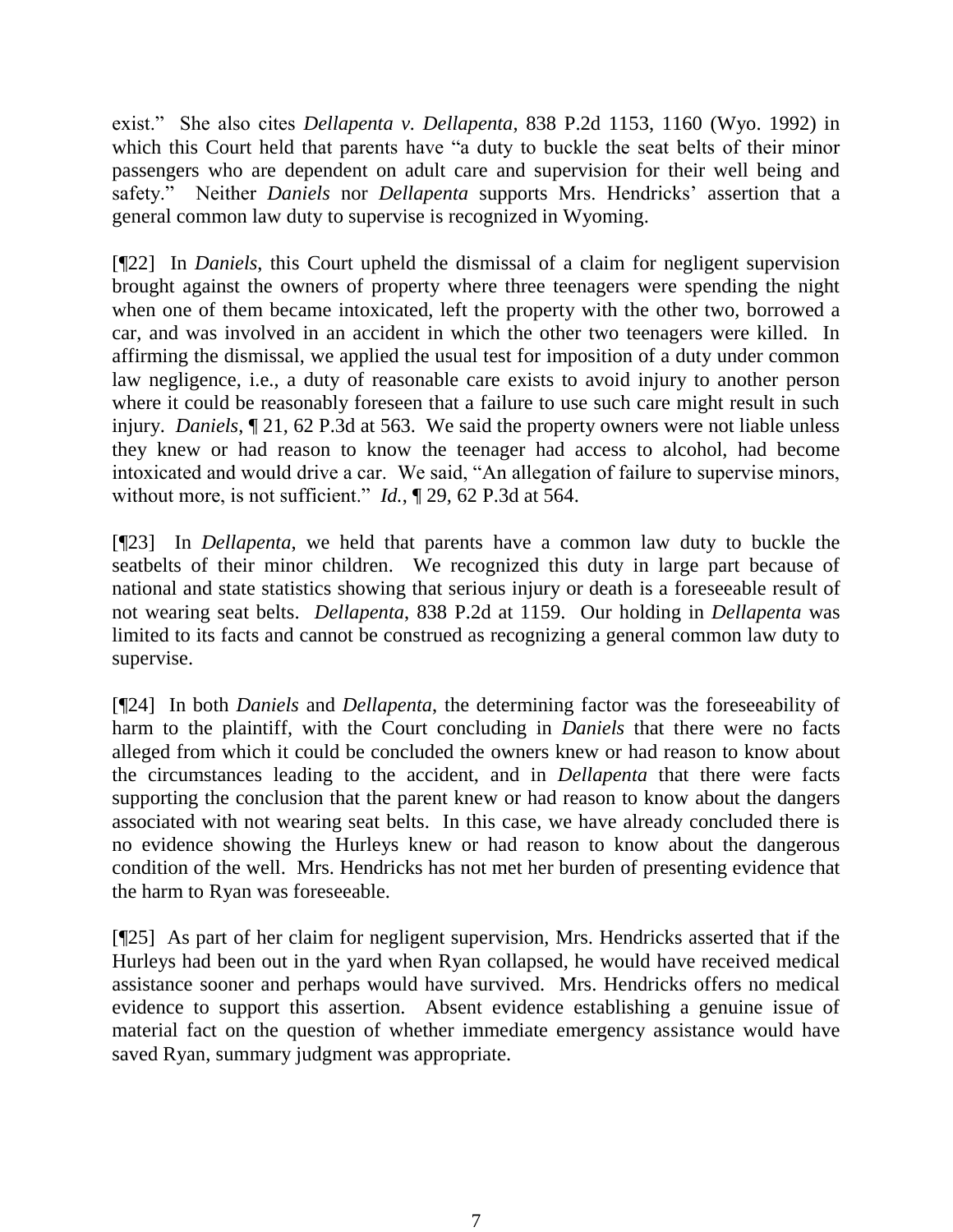exist." She also cites *Dellapenta v. Dellapenta*, 838 P.2d 1153, 1160 (Wyo. 1992) in which this Court held that parents have "a duty to buckle the seat belts of their minor passengers who are dependent on adult care and supervision for their well being and safety." Neither *Daniels* nor *Dellapenta* supports Mrs. Hendricks' assertion that a general common law duty to supervise is recognized in Wyoming.

[¶22] In *Daniels*, this Court upheld the dismissal of a claim for negligent supervision brought against the owners of property where three teenagers were spending the night when one of them became intoxicated, left the property with the other two, borrowed a car, and was involved in an accident in which the other two teenagers were killed. In affirming the dismissal, we applied the usual test for imposition of a duty under common law negligence, i.e., a duty of reasonable care exists to avoid injury to another person where it could be reasonably foreseen that a failure to use such care might result in such injury. *Daniels*, ¶ 21, 62 P.3d at 563. We said the property owners were not liable unless they knew or had reason to know the teenager had access to alcohol, had become intoxicated and would drive a car. We said, "An allegation of failure to supervise minors, without more, is not sufficient." *Id.*, ¶ 29, 62 P.3d at 564.

[¶23] In *Dellapenta*, we held that parents have a common law duty to buckle the seatbelts of their minor children. We recognized this duty in large part because of national and state statistics showing that serious injury or death is a foreseeable result of not wearing seat belts. *Dellapenta*, 838 P.2d at 1159. Our holding in *Dellapenta* was limited to its facts and cannot be construed as recognizing a general common law duty to supervise.

[¶24] In both *Daniels* and *Dellapenta*, the determining factor was the foreseeability of harm to the plaintiff, with the Court concluding in *Daniels* that there were no facts alleged from which it could be concluded the owners knew or had reason to know about the circumstances leading to the accident, and in *Dellapenta* that there were facts supporting the conclusion that the parent knew or had reason to know about the dangers associated with not wearing seat belts. In this case, we have already concluded there is no evidence showing the Hurleys knew or had reason to know about the dangerous condition of the well. Mrs. Hendricks has not met her burden of presenting evidence that the harm to Ryan was foreseeable.

[¶25] As part of her claim for negligent supervision, Mrs. Hendricks asserted that if the Hurleys had been out in the yard when Ryan collapsed, he would have received medical assistance sooner and perhaps would have survived. Mrs. Hendricks offers no medical evidence to support this assertion. Absent evidence establishing a genuine issue of material fact on the question of whether immediate emergency assistance would have saved Ryan, summary judgment was appropriate.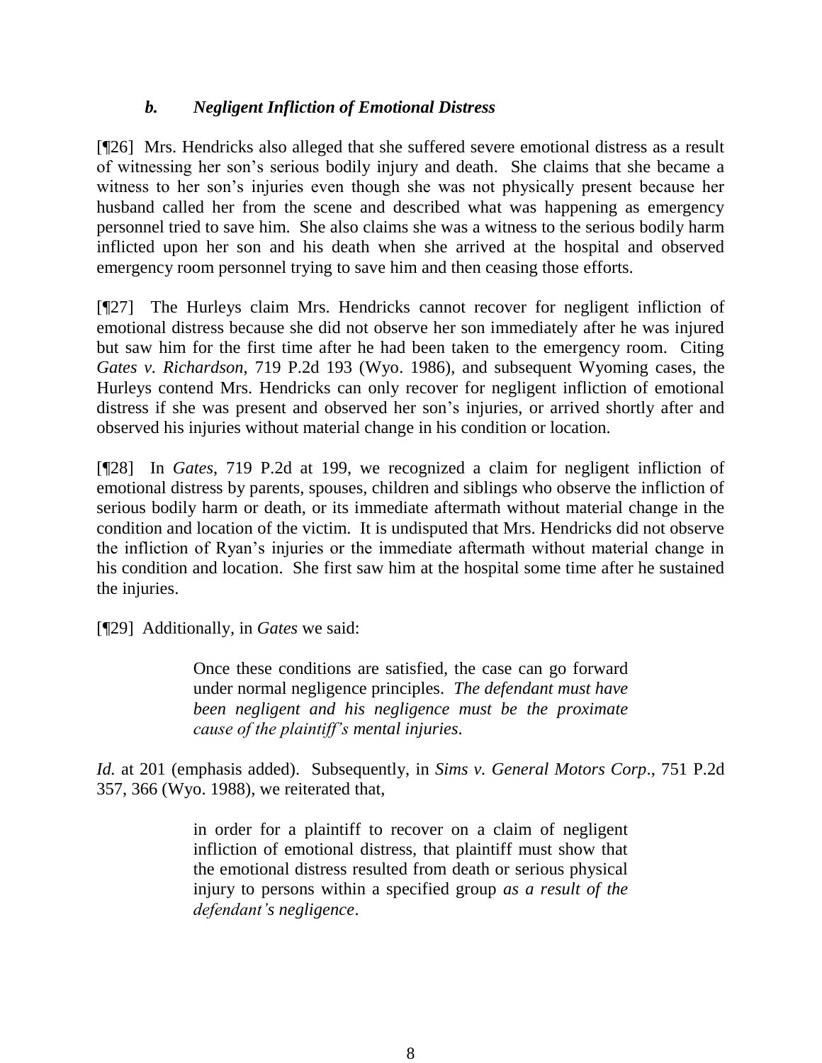### *b. Negligent Infliction of Emotional Distress*

[¶26] Mrs. Hendricks also alleged that she suffered severe emotional distress as a result of witnessing her son's serious bodily injury and death. She claims that she became a witness to her son's injuries even though she was not physically present because her husband called her from the scene and described what was happening as emergency personnel tried to save him. She also claims she was a witness to the serious bodily harm inflicted upon her son and his death when she arrived at the hospital and observed emergency room personnel trying to save him and then ceasing those efforts.

[¶27] The Hurleys claim Mrs. Hendricks cannot recover for negligent infliction of emotional distress because she did not observe her son immediately after he was injured but saw him for the first time after he had been taken to the emergency room. Citing *Gates v. Richardson*, 719 P.2d 193 (Wyo. 1986), and subsequent Wyoming cases, the Hurleys contend Mrs. Hendricks can only recover for negligent infliction of emotional distress if she was present and observed her son's injuries, or arrived shortly after and observed his injuries without material change in his condition or location.

[¶28] In *Gates*, 719 P.2d at 199, we recognized a claim for negligent infliction of emotional distress by parents, spouses, children and siblings who observe the infliction of serious bodily harm or death, or its immediate aftermath without material change in the condition and location of the victim. It is undisputed that Mrs. Hendricks did not observe the infliction of Ryan's injuries or the immediate aftermath without material change in his condition and location. She first saw him at the hospital some time after he sustained the injuries.

[¶29] Additionally, in *Gates* we said:

> Once these conditions are satisfied, the case can go forward under normal negligence principles. *The defendant must have been negligent and his negligence must be the proximate cause of the plaintiff's mental injuries*.

*Id.* at 201 (emphasis added). Subsequently, in *Sims v. General Motors Corp*., 751 P.2d 357, 366 (Wyo. 1988), we reiterated that,

> in order for a plaintiff to recover on a claim of negligent infliction of emotional distress, that plaintiff must show that the emotional distress resulted from death or serious physical injury to persons within a specified group *as a result of the defendant's negligence*.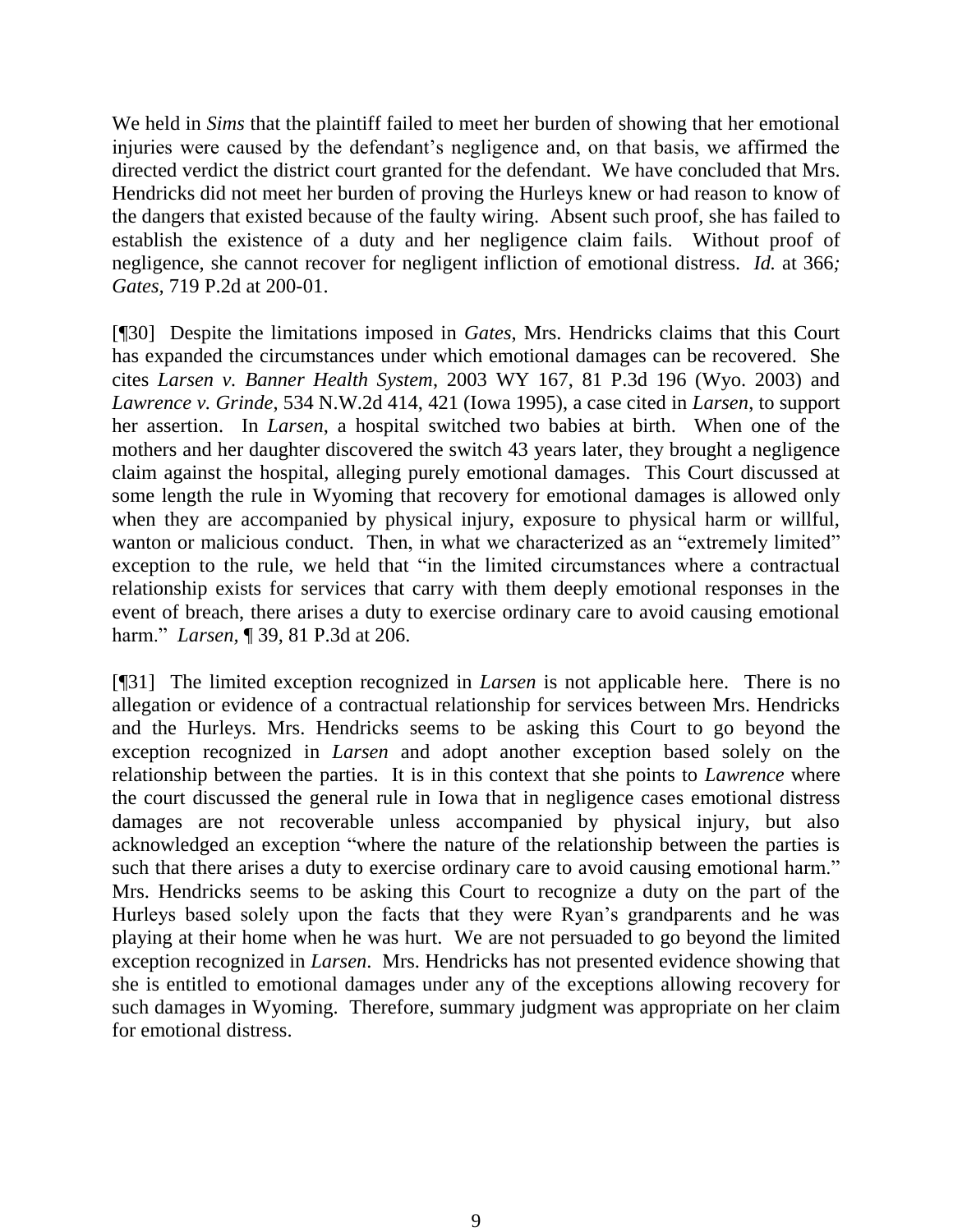We held in *Sims* that the plaintiff failed to meet her burden of showing that her emotional injuries were caused by the defendant's negligence and, on that basis, we affirmed the directed verdict the district court granted for the defendant. We have concluded that Mrs. Hendricks did not meet her burden of proving the Hurleys knew or had reason to know of the dangers that existed because of the faulty wiring. Absent such proof, she has failed to establish the existence of a duty and her negligence claim fails. Without proof of negligence, she cannot recover for negligent infliction of emotional distress. *Id.* at 366*; Gates,* 719 P.2d at 200-01.

[¶30] Despite the limitations imposed in *Gates*, Mrs. Hendricks claims that this Court has expanded the circumstances under which emotional damages can be recovered. She cites *Larsen v. Banner Health System*, 2003 WY 167, 81 P.3d 196 (Wyo. 2003) and *Lawrence v. Grinde*, 534 N.W.2d 414, 421 (Iowa 1995), a case cited in *Larsen*, to support her assertion. In *Larsen*, a hospital switched two babies at birth. When one of the mothers and her daughter discovered the switch 43 years later, they brought a negligence claim against the hospital, alleging purely emotional damages. This Court discussed at some length the rule in Wyoming that recovery for emotional damages is allowed only when they are accompanied by physical injury, exposure to physical harm or willful, wanton or malicious conduct. Then, in what we characterized as an "extremely limited" exception to the rule, we held that "in the limited circumstances where a contractual relationship exists for services that carry with them deeply emotional responses in the event of breach, there arises a duty to exercise ordinary care to avoid causing emotional harm." *Larsen,* ¶ 39, 81 P.3d at 206.

[¶31] The limited exception recognized in *Larsen* is not applicable here. There is no allegation or evidence of a contractual relationship for services between Mrs. Hendricks and the Hurleys. Mrs. Hendricks seems to be asking this Court to go beyond the exception recognized in *Larsen* and adopt another exception based solely on the relationship between the parties. It is in this context that she points to *Lawrence* where the court discussed the general rule in Iowa that in negligence cases emotional distress damages are not recoverable unless accompanied by physical injury, but also acknowledged an exception "where the nature of the relationship between the parties is such that there arises a duty to exercise ordinary care to avoid causing emotional harm." Mrs. Hendricks seems to be asking this Court to recognize a duty on the part of the Hurleys based solely upon the facts that they were Ryan's grandparents and he was playing at their home when he was hurt. We are not persuaded to go beyond the limited exception recognized in *Larsen*. Mrs. Hendricks has not presented evidence showing that she is entitled to emotional damages under any of the exceptions allowing recovery for such damages in Wyoming. Therefore, summary judgment was appropriate on her claim for emotional distress.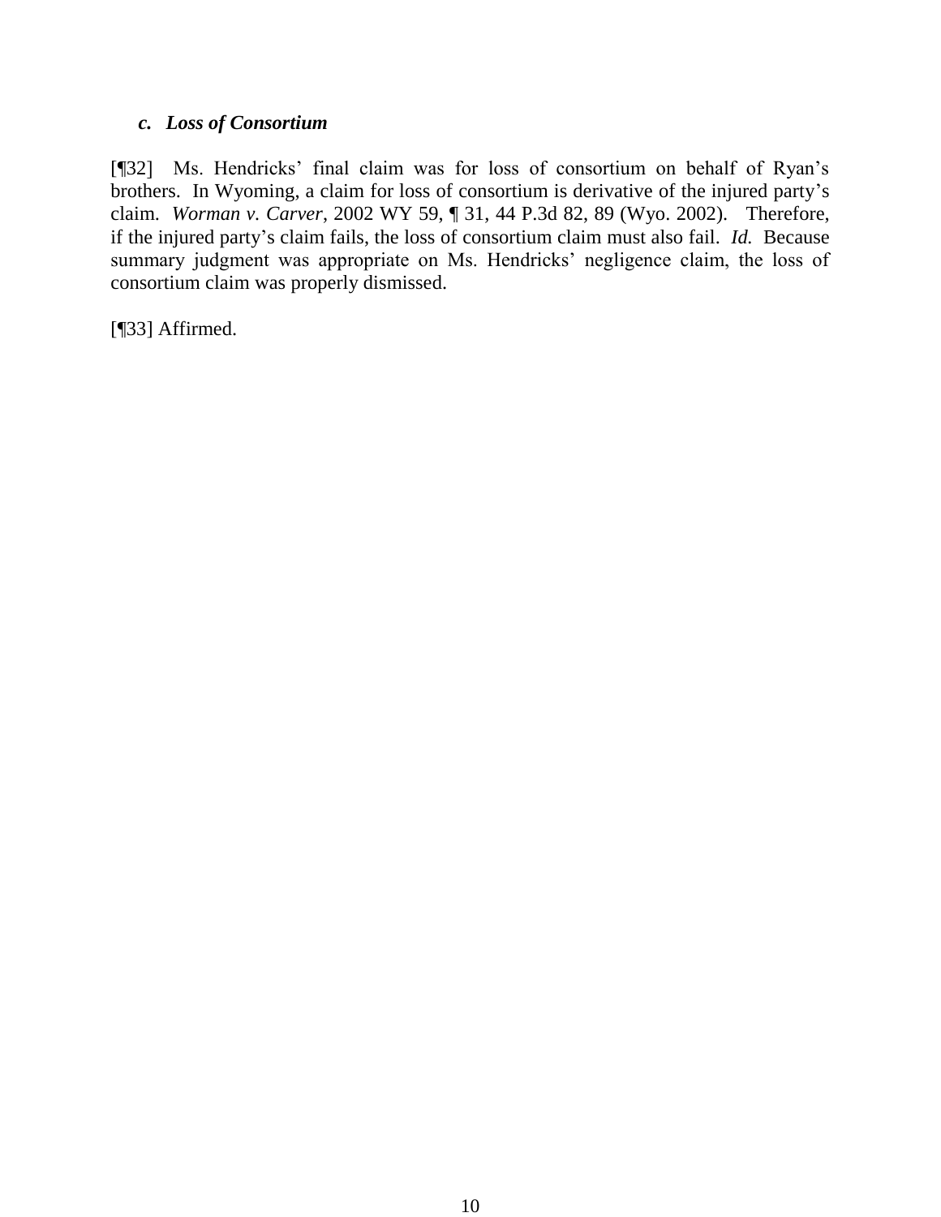### *c. Loss of Consortium*

[¶32] Ms. Hendricks' final claim was for loss of consortium on behalf of Ryan's brothers. In Wyoming, a claim for loss of consortium is derivative of the injured party's claim. *Worman v. Carver*, 2002 WY 59, ¶ 31, 44 P.3d 82, 89 (Wyo. 2002). Therefore, if the injured party's claim fails, the loss of consortium claim must also fail. *Id.* Because summary judgment was appropriate on Ms. Hendricks' negligence claim, the loss of consortium claim was properly dismissed.

[¶33] Affirmed.